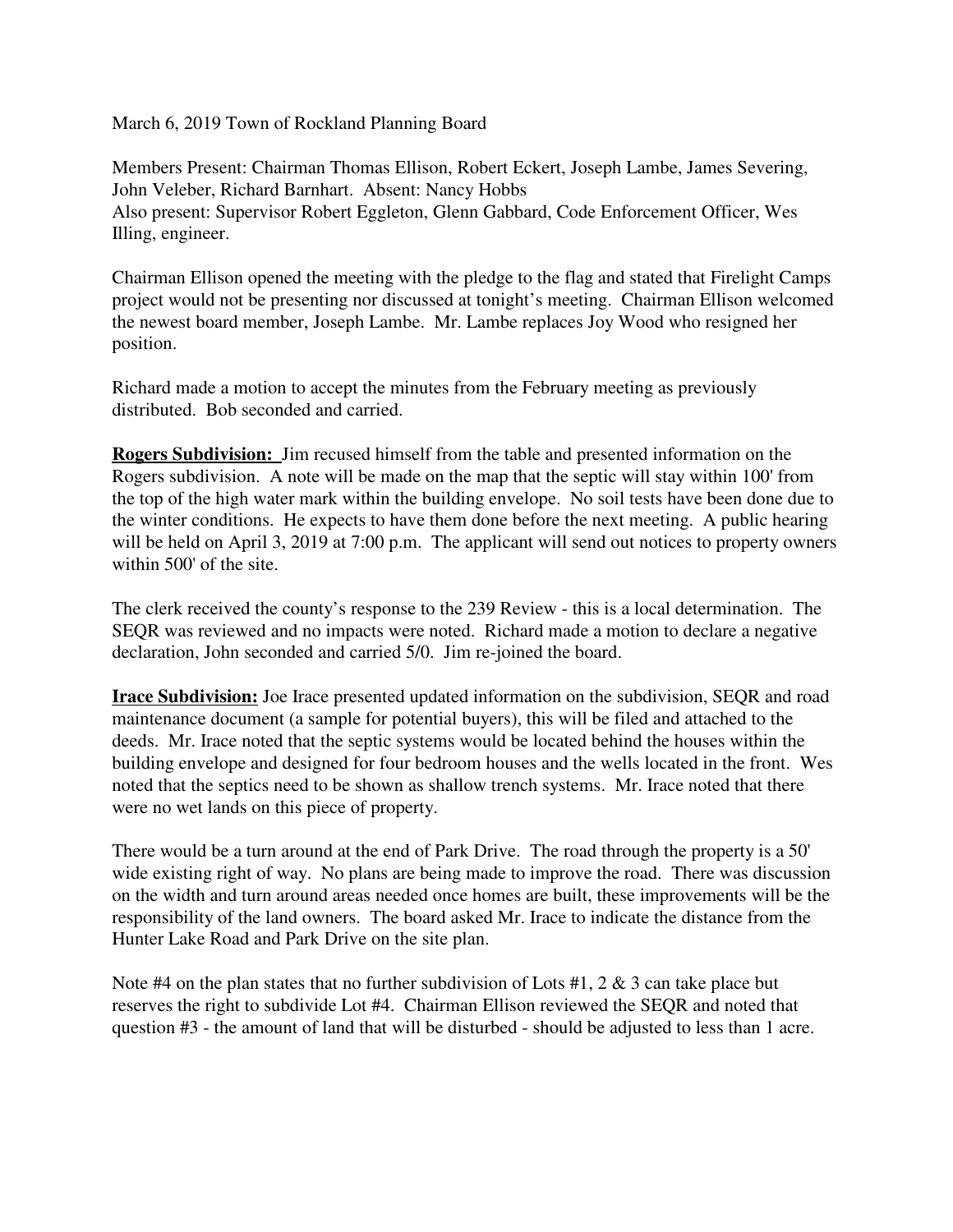March 6, 2019 Town of Rockland Planning Board

Members Present: Chairman Thomas Ellison, Robert Eckert, Joseph Lambe, James Severing, John Veleber, Richard Barnhart. Absent: Nancy Hobbs
Also present: Supervisor Robert Eggleton, Glenn Gabbard, Code Enforcement Officer, Wes Illing, engineer.

Chairman Ellison opened the meeting with the pledge to the flag and stated that Firelight Camps project would not be presenting nor discussed at tonight's meeting. Chairman Ellison welcomed the newest board member, Joseph Lambe. Mr. Lambe replaces Joy Wood who resigned her position.

Richard made a motion to accept the minutes from the February meeting as previously distributed. Bob seconded and carried.

**Rogers Subdivision:** Jim recused himself from the table and presented information on the Rogers subdivision. A note will be made on the map that the septic will stay within 100' from the top of the high water mark within the building envelope. No soil tests have been done due to the winter conditions. He expects to have them done before the next meeting. A public hearing will be held on April 3, 2019 at 7:00 p.m. The applicant will send out notices to property owners within 500' of the site.

The clerk received the county's response to the 239 Review - this is a local determination. The SEQR was reviewed and no impacts were noted. Richard made a motion to declare a negative declaration, John seconded and carried 5/0. Jim re-joined the board.

**Irace Subdivision:** Joe Irace presented updated information on the subdivision, SEQR and road maintenance document (a sample for potential buyers), this will be filed and attached to the deeds. Mr. Irace noted that the septic systems would be located behind the houses within the building envelope and designed for four bedroom houses and the wells located in the front. Wes noted that the septics need to be shown as shallow trench systems. Mr. Irace noted that there were no wet lands on this piece of property.

There would be a turn around at the end of Park Drive. The road through the property is a 50' wide existing right of way. No plans are being made to improve the road. There was discussion on the width and turn around areas needed once homes are built, these improvements will be the responsibility of the land owners. The board asked Mr. Irace to indicate the distance from the Hunter Lake Road and Park Drive on the site plan.

Note #4 on the plan states that no further subdivision of Lots #1, 2 & 3 can take place but reserves the right to subdivide Lot #4. Chairman Ellison reviewed the SEQR and noted that question #3 - the amount of land that will be disturbed - should be adjusted to less than 1 acre.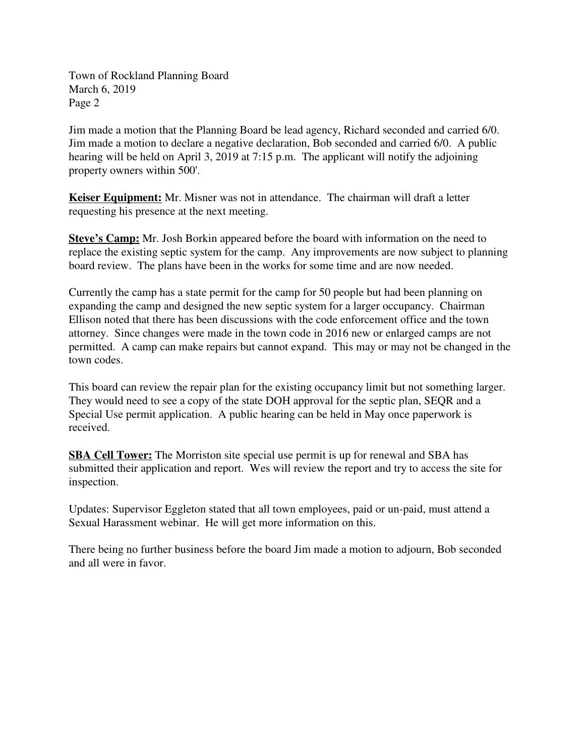Jim made a motion that the Planning Board be lead agency, Richard seconded and carried 6/0. Jim made a motion to declare a negative declaration, Bob seconded and carried 6/0. A public hearing will be held on April 3, 2019 at 7:15 p.m. The applicant will notify the adjoining property owners within 500'.

**Keiser Equipment:** Mr. Misner was not in attendance. The chairman will draft a letter requesting his presence at the next meeting.

**Steve's Camp:** Mr. Josh Borkin appeared before the board with information on the need to replace the existing septic system for the camp. Any improvements are now subject to planning board review. The plans have been in the works for some time and are now needed.

Currently the camp has a state permit for the camp for 50 people but had been planning on expanding the camp and designed the new septic system for a larger occupancy. Chairman Ellison noted that there has been discussions with the code enforcement office and the town attorney. Since changes were made in the town code in 2016 new or enlarged camps are not permitted. A camp can make repairs but cannot expand. This may or may not be changed in the town codes.

This board can review the repair plan for the existing occupancy limit but not something larger. They would need to see a copy of the state DOH approval for the septic plan, SEQR and a Special Use permit application. A public hearing can be held in May once paperwork is received.

**SBA Cell Tower:** The Morriston site special use permit is up for renewal and SBA has submitted their application and report. Wes will review the report and try to access the site for inspection.

Updates: Supervisor Eggleton stated that all town employees, paid or un-paid, must attend a Sexual Harassment webinar. He will get more information on this.

There being no further business before the board Jim made a motion to adjourn, Bob seconded and all were in favor.